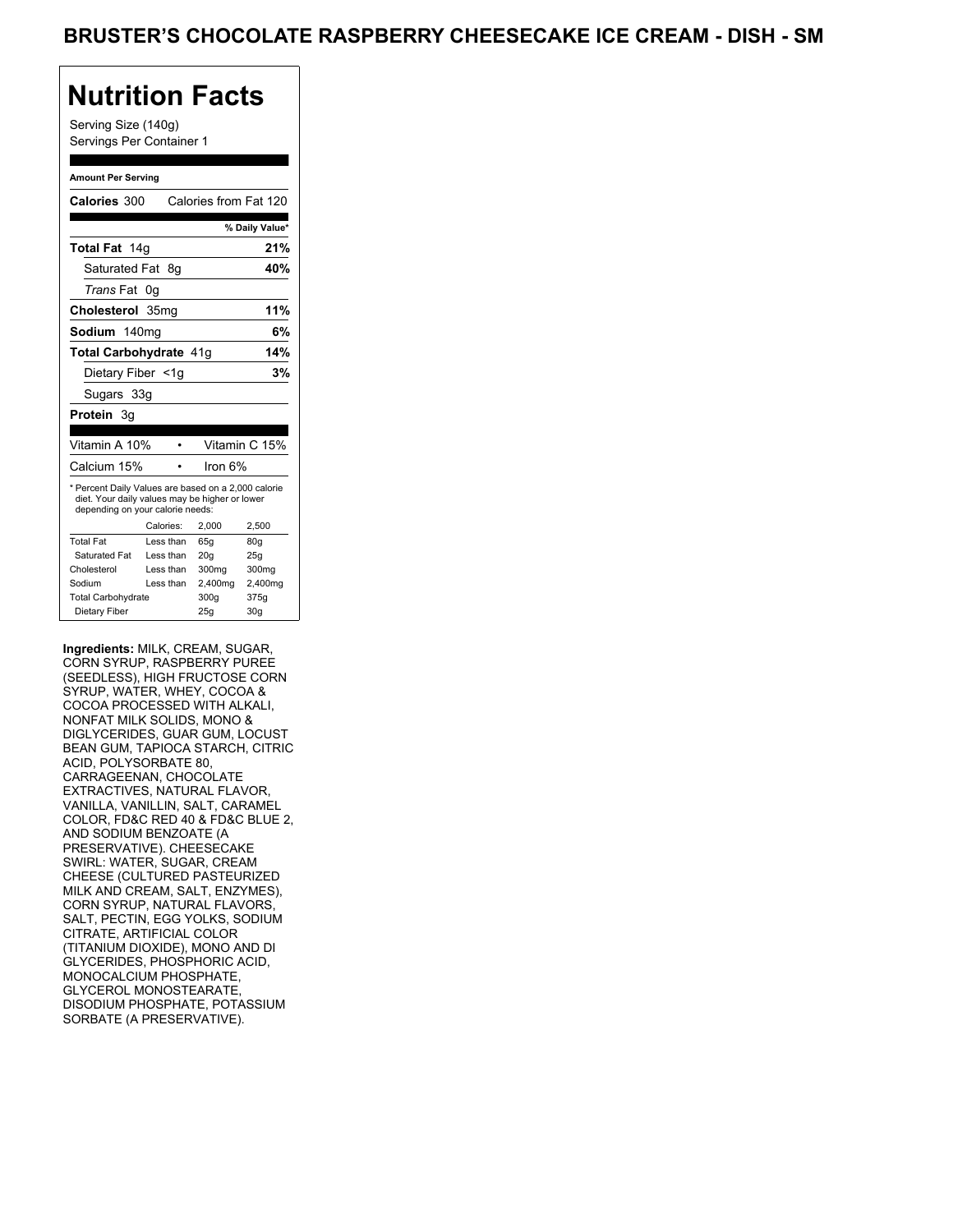# BRUSTER'S CHOCOLATE RASPBERRY CHEESECAKE ICE CREAM - DISH - SM

## Nutrition Facts

Serving Size (140g)
Servings Per Container 1

**Amount Per Serving**

| | |
|---|---|
| **Calories** 300 | Calories from Fat 120 |
| | **% Daily Value*** |
| **Total Fat** 14g | **21%** |
| Saturated Fat 8g | **40%** |
| *Trans* Fat 0g | |
| **Cholesterol** 35mg | **11%** |
| **Sodium** 140mg | **6%** |
| **Total Carbohydrate** 41g | **14%** |
| Dietary Fiber <1g | **3%** |
| Sugars 33g | |
| **Protein** 3g | |

| | |
|---|---|
| Vitamin A 10% | Vitamin C 15% |
| Calcium 15% | Iron 6% |

* Percent Daily Values are based on a 2,000 calorie diet. Your daily values may be higher or lower depending on your calorie needs:

| | Calories: | 2,000 | 2,500 |
|---|---|---|---|
| Total Fat | Less than | 65g | 80g |
| Saturated Fat | Less than | 20g | 25g |
| Cholesterol | Less than | 300mg | 300mg |
| Sodium | Less than | 2,400mg | 2,400mg |
| Total Carbohydrate | | 300g | 375g |
| Dietary Fiber | | 25g | 30g |

**Ingredients:** MILK, CREAM, SUGAR, CORN SYRUP, RASPBERRY PUREE (SEEDLESS), HIGH FRUCTOSE CORN SYRUP, WATER, WHEY, COCOA & COCOA PROCESSED WITH ALKALI, NONFAT MILK SOLIDS, MONO & DIGLYCERIDES, GUAR GUM, LOCUST BEAN GUM, TAPIOCA STARCH, CITRIC ACID, POLYSORBATE 80, CARRAGEENAN, CHOCOLATE EXTRACTIVES, NATURAL FLAVOR, VANILLA, VANILLIN, SALT, CARAMEL COLOR, FD&C RED 40 & FD&C BLUE 2, AND SODIUM BENZOATE (A PRESERVATIVE). CHEESECAKE SWIRL: WATER, SUGAR, CREAM CHEESE (CULTURED PASTEURIZED MILK AND CREAM, SALT, ENZYMES), CORN SYRUP, NATURAL FLAVORS, SALT, PECTIN, EGG YOLKS, SODIUM CITRATE, ARTIFICIAL COLOR (TITANIUM DIOXIDE), MONO AND DI GLYCERIDES, PHOSPHORIC ACID, MONOCALCIUM PHOSPHATE, GLYCEROL MONOSTEARATE, DISODIUM PHOSPHATE, POTASSIUM SORBATE (A PRESERVATIVE).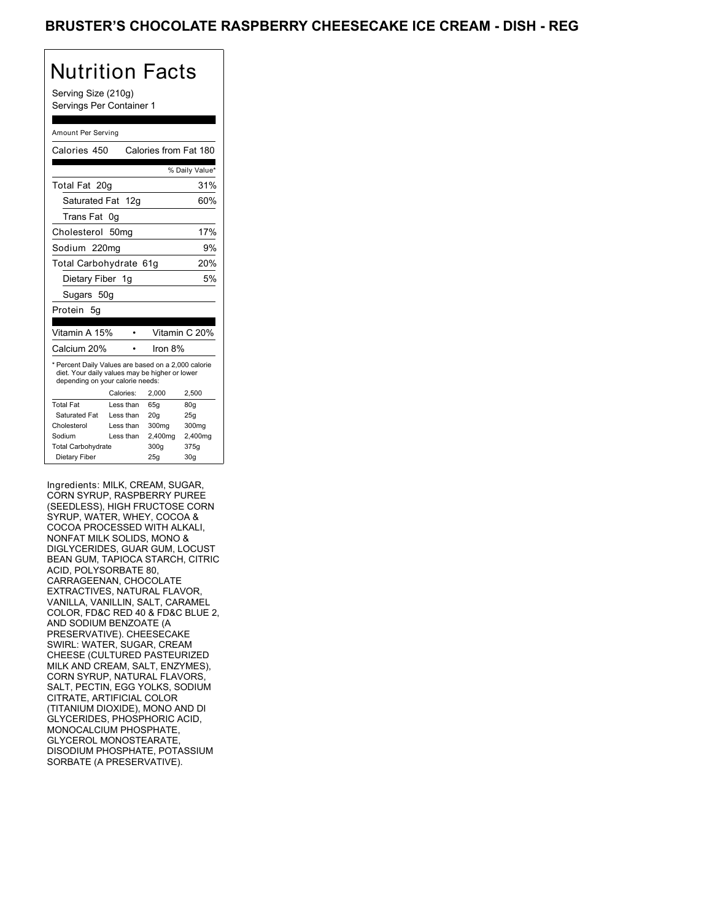# BRUSTER'S CHOCOLATE RASPBERRY CHEESECAKE ICE CREAM - DISH - REG

## Nutrition Facts

Serving Size (210g)
Servings Per Container 1

Amount Per Serving

| Calories 450 | Calories from Fat 180 |
|---|---|
| | % Daily Value* |
| Total Fat 20g | 31% |
| Saturated Fat 12g | 60% |
| Trans Fat 0g | |
| Cholesterol 50mg | 17% |
| Sodium 220mg | 9% |
| Total Carbohydrate 61g | 20% |
| Dietary Fiber 1g | 5% |
| Sugars 50g | |
| Protein 5g | |

| Vitamin A 15% | • | Vitamin C 20% |
|---|---|---|
| Calcium 20% | • | Iron 8% |

* Percent Daily Values are based on a 2,000 calorie diet. Your daily values may be higher or lower depending on your calorie needs:

| | Calories: | 2,000 | 2,500 |
|---|---|---|---|
| Total Fat | Less than | 65g | 80g |
| Saturated Fat | Less than | 20g | 25g |
| Cholesterol | Less than | 300mg | 300mg |
| Sodium | Less than | 2,400mg | 2,400mg |
| Total Carbohydrate | | 300g | 375g |
| Dietary Fiber | | 25g | 30g |

Ingredients: MILK, CREAM, SUGAR, CORN SYRUP, RASPBERRY PUREE (SEEDLESS), HIGH FRUCTOSE CORN SYRUP, WATER, WHEY, COCOA & COCOA PROCESSED WITH ALKALI, NONFAT MILK SOLIDS, MONO & DIGLYCERIDES, GUAR GUM, LOCUST BEAN GUM, TAPIOCA STARCH, CITRIC ACID, POLYSORBATE 80, CARRAGEENAN, CHOCOLATE EXTRACTIVES, NATURAL FLAVOR, VANILLA, VANILLIN, SALT, CARAMEL COLOR, FD&C RED 40 & FD&C BLUE 2, AND SODIUM BENZOATE (A PRESERVATIVE). CHEESECAKE SWIRL: WATER, SUGAR, CREAM CHEESE (CULTURED PASTEURIZED MILK AND CREAM, SALT, ENZYMES), CORN SYRUP, NATURAL FLAVORS, SALT, PECTIN, EGG YOLKS, SODIUM CITRATE, ARTIFICIAL COLOR (TITANIUM DIOXIDE), MONO AND DI GLYCERIDES, PHOSPHORIC ACID, MONOCALCIUM PHOSPHATE, GLYCEROL MONOSTEARATE, DISODIUM PHOSPHATE, POTASSIUM SORBATE (A PRESERVATIVE).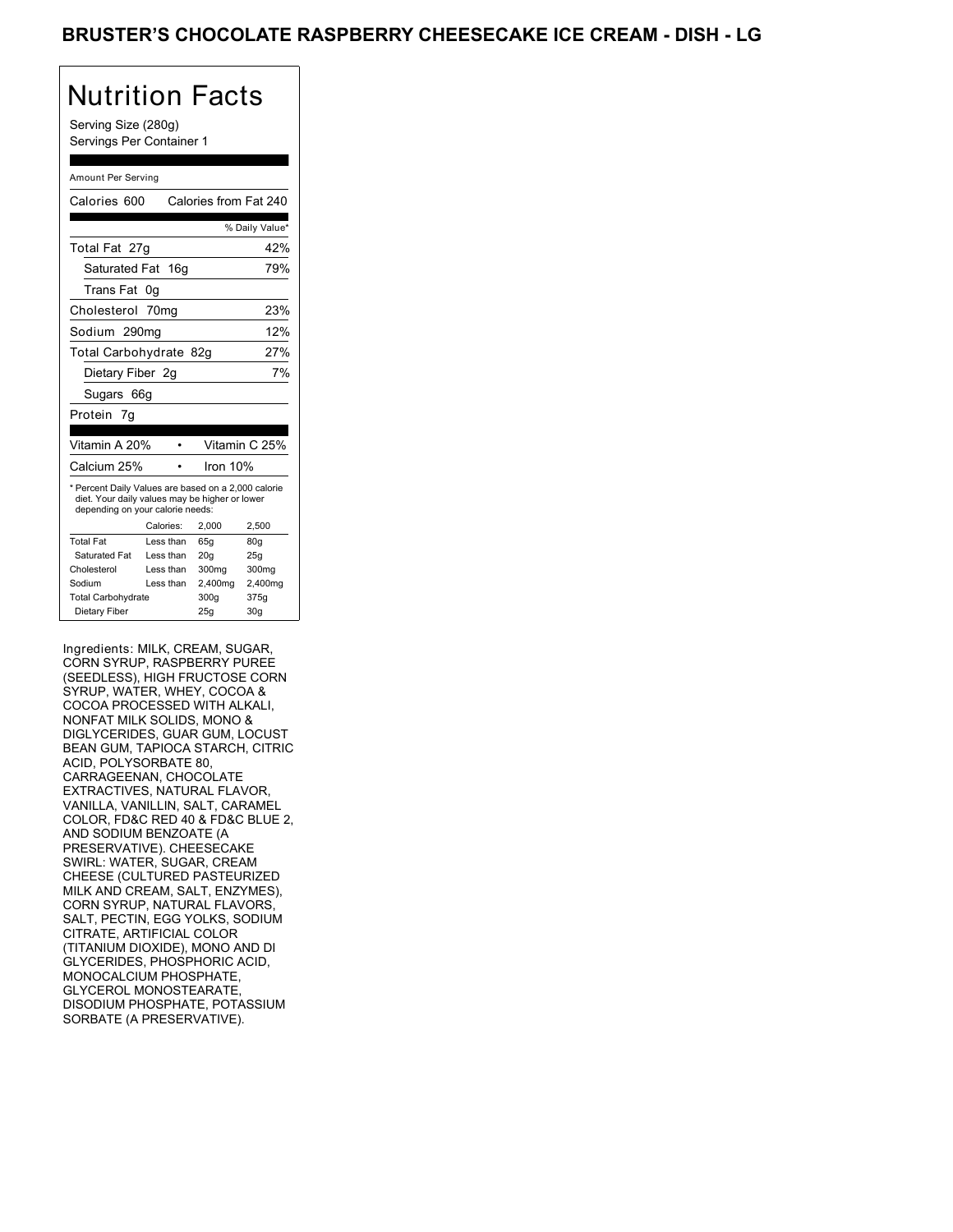# BRUSTER'S CHOCOLATE RASPBERRY CHEESECAKE ICE CREAM - DISH - LG

## Nutrition Facts

Serving Size (280g)
Servings Per Container 1

Amount Per Serving

Calories 600 Calories from Fat 240

| | % Daily Value* |
|---|---|
| Total Fat 27g | 42% |
| Saturated Fat 16g | 79% |
| Trans Fat 0g | |
| Cholesterol 70mg | 23% |
| Sodium 290mg | 12% |
| Total Carbohydrate 82g | 27% |
| Dietary Fiber 2g | 7% |
| Sugars 66g | |
| Protein 7g | |

| | |
|---|---|
| Vitamin A 20% | Vitamin C 25% |
| Calcium 25% | Iron 10% |

* Percent Daily Values are based on a 2,000 calorie diet. Your daily values may be higher or lower depending on your calorie needs:

| | Calories: | 2,000 | 2,500 |
|---|---|---|---|
| Total Fat | Less than | 65g | 80g |
| Saturated Fat | Less than | 20g | 25g |
| Cholesterol | Less than | 300mg | 300mg |
| Sodium | Less than | 2,400mg | 2,400mg |
| Total Carbohydrate | | 300g | 375g |
| Dietary Fiber | | 25g | 30g |

Ingredients: MILK, CREAM, SUGAR, CORN SYRUP, RASPBERRY PUREE (SEEDLESS), HIGH FRUCTOSE CORN SYRUP, WATER, WHEY, COCOA & COCOA PROCESSED WITH ALKALI, NONFAT MILK SOLIDS, MONO & DIGLYCERIDES, GUAR GUM, LOCUST BEAN GUM, TAPIOCA STARCH, CITRIC ACID, POLYSORBATE 80, CARRAGEENAN, CHOCOLATE EXTRACTIVES, NATURAL FLAVOR, VANILLA, VANILLIN, SALT, CARAMEL COLOR, FD&C RED 40 & FD&C BLUE 2, AND SODIUM BENZOATE (A PRESERVATIVE). CHEESECAKE SWIRL: WATER, SUGAR, CREAM CHEESE (CULTURED PASTEURIZED MILK AND CREAM, SALT, ENZYMES), CORN SYRUP, NATURAL FLAVORS, SALT, PECTIN, EGG YOLKS, SODIUM CITRATE, ARTIFICIAL COLOR (TITANIUM DIOXIDE), MONO AND DI GLYCERIDES, PHOSPHORIC ACID, MONOCALCIUM PHOSPHATE, GLYCEROL MONOSTEARATE, DISODIUM PHOSPHATE, POTASSIUM SORBATE (A PRESERVATIVE).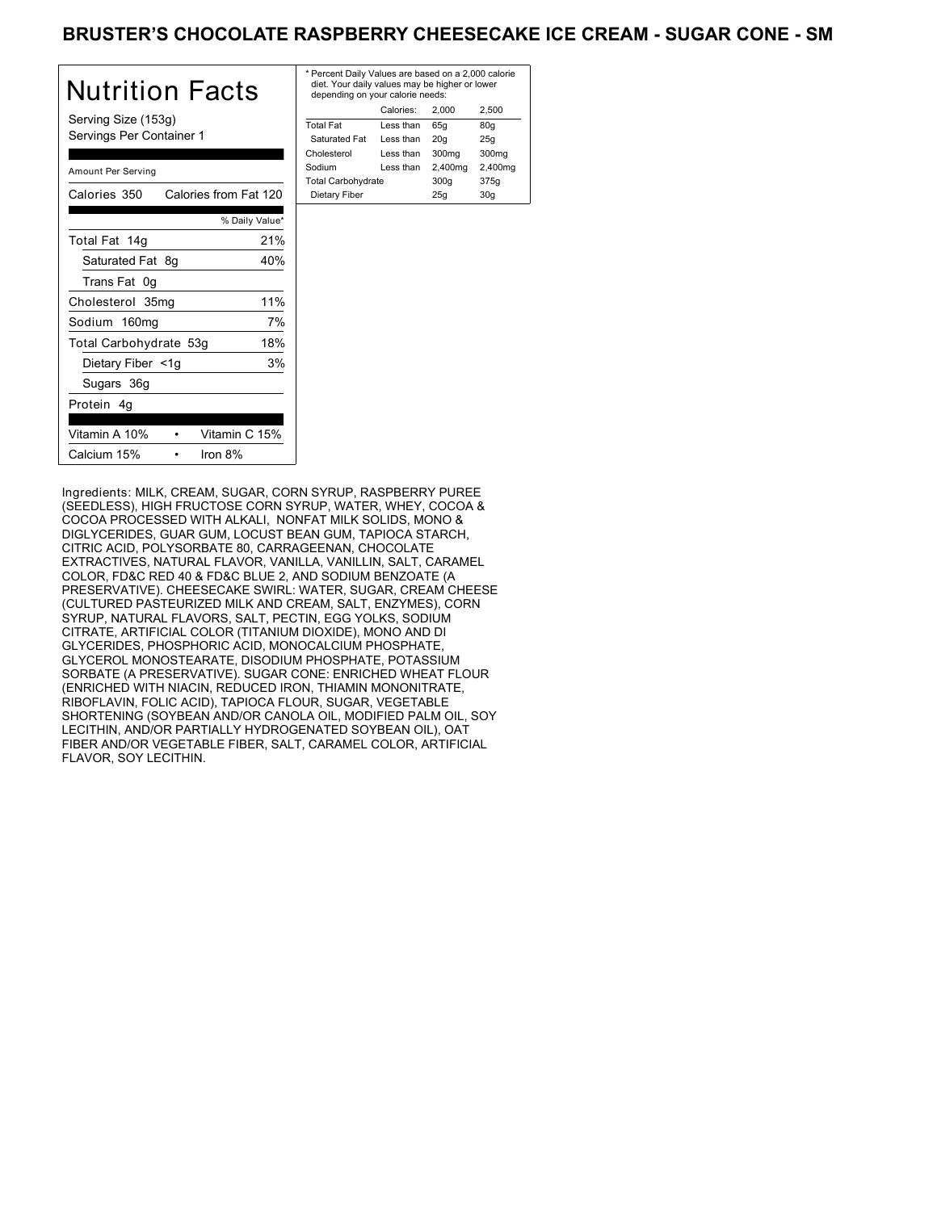# BRUSTER'S CHOCOLATE RASPBERRY CHEESECAKE ICE CREAM - SUGAR CONE - SM

## Nutrition Facts

Serving Size (153g)
Servings Per Container 1

Amount Per Serving

| Calories 350 | Calories from Fat 120 |
|---|---|
| | % Daily Value* |
| Total Fat 14g | 21% |
| Saturated Fat 8g | 40% |
| Trans Fat 0g | |
| Cholesterol 35mg | 11% |
| Sodium 160mg | 7% |
| Total Carbohydrate 53g | 18% |
| Dietary Fiber <1g | 3% |
| Sugars 36g | |
| Protein 4g | |

Vitamin A 10% • Vitamin C 15%
Calcium 15% • Iron 8%

* Percent Daily Values are based on a 2,000 calorie diet. Your daily values may be higher or lower depending on your calorie needs:

| | Calories: | 2,000 | 2,500 |
|---|---|---|---|
| Total Fat | Less than | 65g | 80g |
| Saturated Fat | Less than | 20g | 25g |
| Cholesterol | Less than | 300mg | 300mg |
| Sodium | Less than | 2,400mg | 2,400mg |
| Total Carbohydrate | | 300g | 375g |
| Dietary Fiber | | 25g | 30g |

Ingredients: MILK, CREAM, SUGAR, CORN SYRUP, RASPBERRY PUREE (SEEDLESS), HIGH FRUCTOSE CORN SYRUP, WATER, WHEY, COCOA & COCOA PROCESSED WITH ALKALI, NONFAT MILK SOLIDS, MONO & DIGLYCERIDES, GUAR GUM, LOCUST BEAN GUM, TAPIOCA STARCH, CITRIC ACID, POLYSORBATE 80, CARRAGEENAN, CHOCOLATE EXTRACTIVES, NATURAL FLAVOR, VANILLA, VANILLIN, SALT, CARAMEL COLOR, FD&C RED 40 & FD&C BLUE 2, AND SODIUM BENZOATE (A PRESERVATIVE). CHEESECAKE SWIRL: WATER, SUGAR, CREAM CHEESE (CULTURED PASTEURIZED MILK AND CREAM, SALT, ENZYMES), CORN SYRUP, NATURAL FLAVORS, SALT, PECTIN, EGG YOLKS, SODIUM CITRATE, ARTIFICIAL COLOR (TITANIUM DIOXIDE), MONO AND DI GLYCERIDES, PHOSPHORIC ACID, MONOCALCIUM PHOSPHATE, GLYCEROL MONOSTEARATE, DISODIUM PHOSPHATE, POTASSIUM SORBATE (A PRESERVATIVE). SUGAR CONE: ENRICHED WHEAT FLOUR (ENRICHED WITH NIACIN, REDUCED IRON, THIAMIN MONONITRATE, RIBOFLAVIN, FOLIC ACID), TAPIOCA FLOUR, SUGAR, VEGETABLE SHORTENING (SOYBEAN AND/OR CANOLA OIL, MODIFIED PALM OIL, SOY LECITHIN, AND/OR PARTIALLY HYDROGENATED SOYBEAN OIL), OAT FIBER AND/OR VEGETABLE FIBER, SALT, CARAMEL COLOR, ARTIFICIAL FLAVOR, SOY LECITHIN.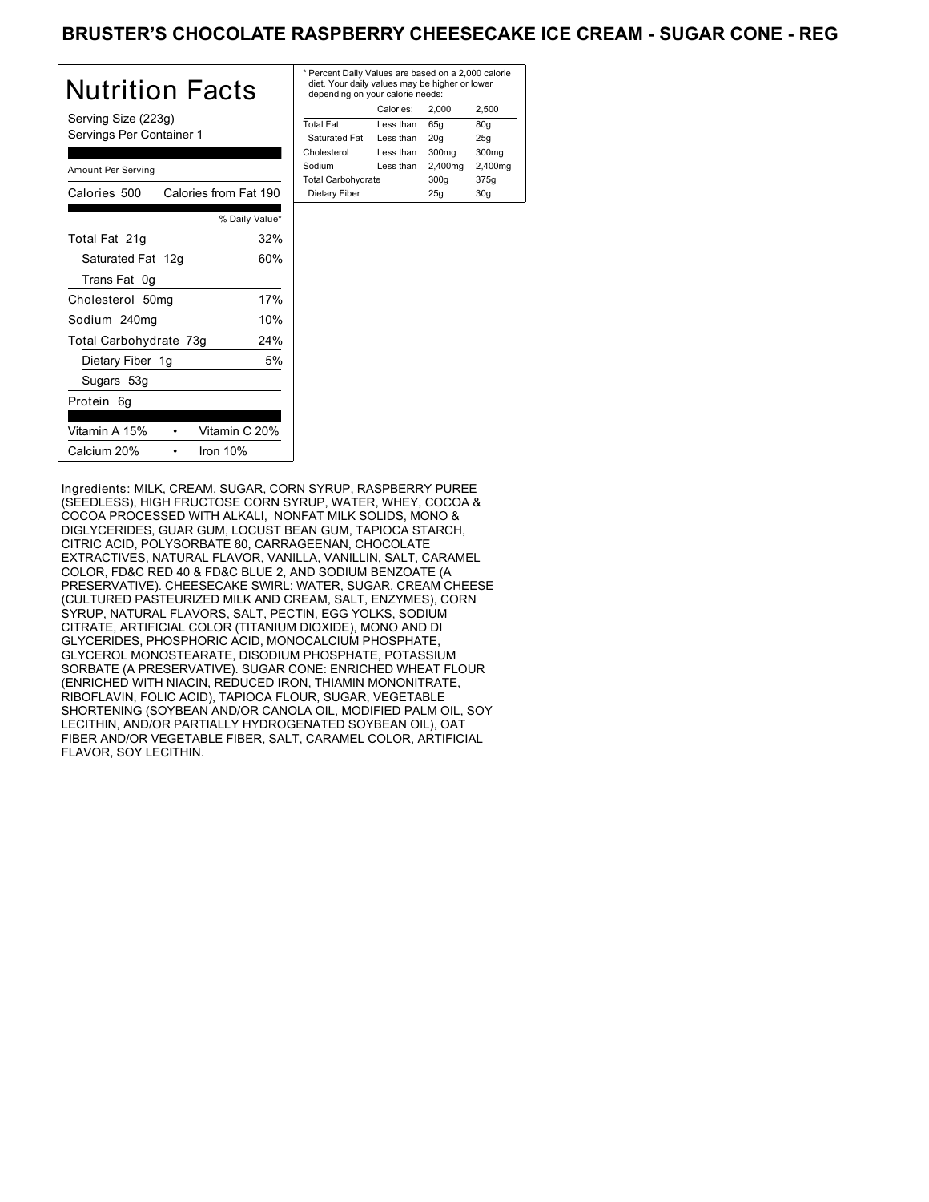# BRUSTER'S CHOCOLATE RASPBERRY CHEESECAKE ICE CREAM - SUGAR CONE - REG

## Nutrition Facts

Serving Size (223g)
Servings Per Container 1

| Amount Per Serving | |
|---|---|
| Calories 500 | Calories from Fat 190 |
| | % Daily Value* |
| Total Fat 21g | 32% |
| Saturated Fat 12g | 60% |
| Trans Fat 0g | |
| Cholesterol 50mg | 17% |
| Sodium 240mg | 10% |
| Total Carbohydrate 73g | 24% |
| Dietary Fiber 1g | 5% |
| Sugars 53g | |
| Protein 6g | |

| | |
|---|---|
| Vitamin A 15% | Vitamin C 20% |
| Calcium 20% | Iron 10% |

* Percent Daily Values are based on a 2,000 calorie diet. Your daily values may be higher or lower depending on your calorie needs:

| | Calories: | 2,000 | 2,500 |
|---|---|---|---|
| Total Fat | Less than | 65g | 80g |
| Saturated Fat | Less than | 20g | 25g |
| Cholesterol | Less than | 300mg | 300mg |
| Sodium | Less than | 2,400mg | 2,400mg |
| Total Carbohydrate | | 300g | 375g |
| Dietary Fiber | | 25g | 30g |

Ingredients: MILK, CREAM, SUGAR, CORN SYRUP, RASPBERRY PUREE (SEEDLESS), HIGH FRUCTOSE CORN SYRUP, WATER, WHEY, COCOA & COCOA PROCESSED WITH ALKALI, NONFAT MILK SOLIDS, MONO & DIGLYCERIDES, GUAR GUM, LOCUST BEAN GUM, TAPIOCA STARCH, CITRIC ACID, POLYSORBATE 80, CARRAGEENAN, CHOCOLATE EXTRACTIVES, NATURAL FLAVOR, VANILLA, VANILLIN, SALT, CARAMEL COLOR, FD&C RED 40 & FD&C BLUE 2, AND SODIUM BENZOATE (A PRESERVATIVE). CHEESECAKE SWIRL: WATER, SUGAR, CREAM CHEESE (CULTURED PASTEURIZED MILK AND CREAM, SALT, ENZYMES), CORN SYRUP, NATURAL FLAVORS, SALT, PECTIN, EGG YOLKS, SODIUM CITRATE, ARTIFICIAL COLOR (TITANIUM DIOXIDE), MONO AND DI GLYCERIDES, PHOSPHORIC ACID, MONOCALCIUM PHOSPHATE, GLYCEROL MONOSTEARATE, DISODIUM PHOSPHATE, POTASSIUM SORBATE (A PRESERVATIVE). SUGAR CONE: ENRICHED WHEAT FLOUR (ENRICHED WITH NIACIN, REDUCED IRON, THIAMIN MONONITRATE, RIBOFLAVIN, FOLIC ACID), TAPIOCA FLOUR, SUGAR, VEGETABLE SHORTENING (SOYBEAN AND/OR CANOLA OIL, MODIFIED PALM OIL, SOY LECITHIN, AND/OR PARTIALLY HYDROGENATED SOYBEAN OIL), OAT FIBER AND/OR VEGETABLE FIBER, SALT, CARAMEL COLOR, ARTIFICIAL FLAVOR, SOY LECITHIN.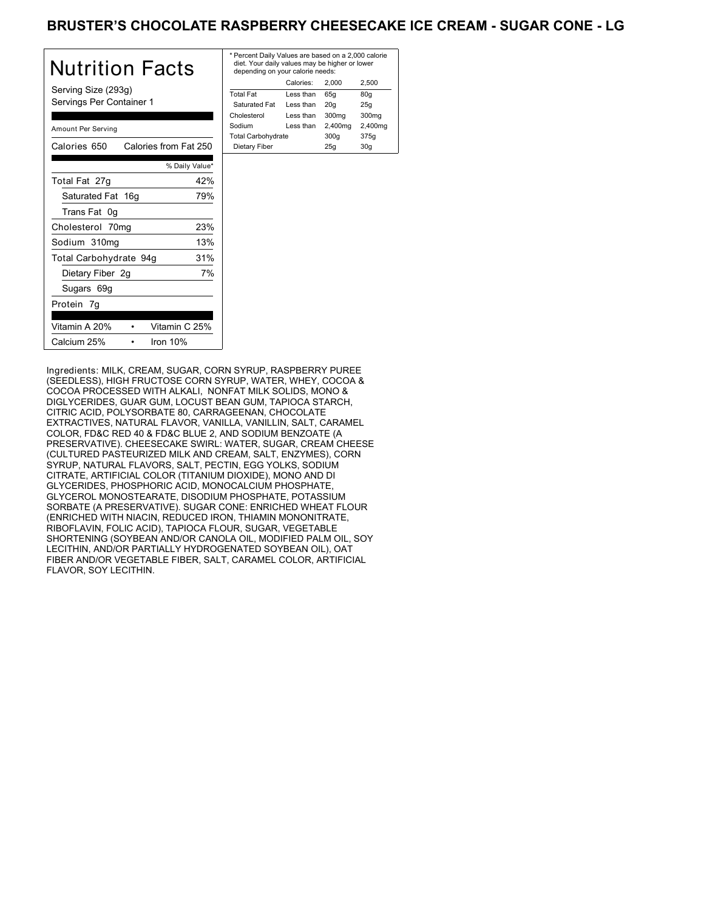# BRUSTER'S CHOCOLATE RASPBERRY CHEESECAKE ICE CREAM - SUGAR CONE - LG

## Nutrition Facts

Serving Size (293g)
Servings Per Container 1

| Amount Per Serving | |
|---|---|
| Calories 650 | Calories from Fat 250 |
| | % Daily Value* |
| Total Fat 27g | 42% |
| Saturated Fat 16g | 79% |
| Trans Fat 0g | |
| Cholesterol 70mg | 23% |
| Sodium 310mg | 13% |
| Total Carbohydrate 94g | 31% |
| Dietary Fiber 2g | 7% |
| Sugars 69g | |
| Protein 7g | |

| | |
|---|---|
| Vitamin A 20% | Vitamin C 25% |
| Calcium 25% | Iron 10% |

* Percent Daily Values are based on a 2,000 calorie diet. Your daily values may be higher or lower depending on your calorie needs:

| | Calories: | 2,000 | 2,500 |
|---|---|---|---|
| Total Fat | Less than | 65g | 80g |
| Saturated Fat | Less than | 20g | 25g |
| Cholesterol | Less than | 300mg | 300mg |
| Sodium | Less than | 2,400mg | 2,400mg |
| Total Carbohydrate | | 300g | 375g |
| Dietary Fiber | | 25g | 30g |

Ingredients: MILK, CREAM, SUGAR, CORN SYRUP, RASPBERRY PUREE (SEEDLESS), HIGH FRUCTOSE CORN SYRUP, WATER, WHEY, COCOA & COCOA PROCESSED WITH ALKALI, NONFAT MILK SOLIDS, MONO & DIGLYCERIDES, GUAR GUM, LOCUST BEAN GUM, TAPIOCA STARCH, CITRIC ACID, POLYSORBATE 80, CARRAGEENAN, CHOCOLATE EXTRACTIVES, NATURAL FLAVOR, VANILLA, VANILLIN, SALT, CARAMEL COLOR, FD&C RED 40 & FD&C BLUE 2, AND SODIUM BENZOATE (A PRESERVATIVE). CHEESECAKE SWIRL: WATER, SUGAR, CREAM CHEESE (CULTURED PASTEURIZED MILK AND CREAM, SALT, ENZYMES), CORN SYRUP, NATURAL FLAVORS, SALT, PECTIN, EGG YOLKS, SODIUM CITRATE, ARTIFICIAL COLOR (TITANIUM DIOXIDE), MONO AND DI GLYCERIDES, PHOSPHORIC ACID, MONOCALCIUM PHOSPHATE, GLYCEROL MONOSTEARATE, DISODIUM PHOSPHATE, POTASSIUM SORBATE (A PRESERVATIVE). SUGAR CONE: ENRICHED WHEAT FLOUR (ENRICHED WITH NIACIN, REDUCED IRON, THIAMIN MONONITRATE, RIBOFLAVIN, FOLIC ACID), TAPIOCA FLOUR, SUGAR, VEGETABLE SHORTENING (SOYBEAN AND/OR CANOLA OIL, MODIFIED PALM OIL, SOY LECITHIN, AND/OR PARTIALLY HYDROGENATED SOYBEAN OIL), OAT FIBER AND/OR VEGETABLE FIBER, SALT, CARAMEL COLOR, ARTIFICIAL FLAVOR, SOY LECITHIN.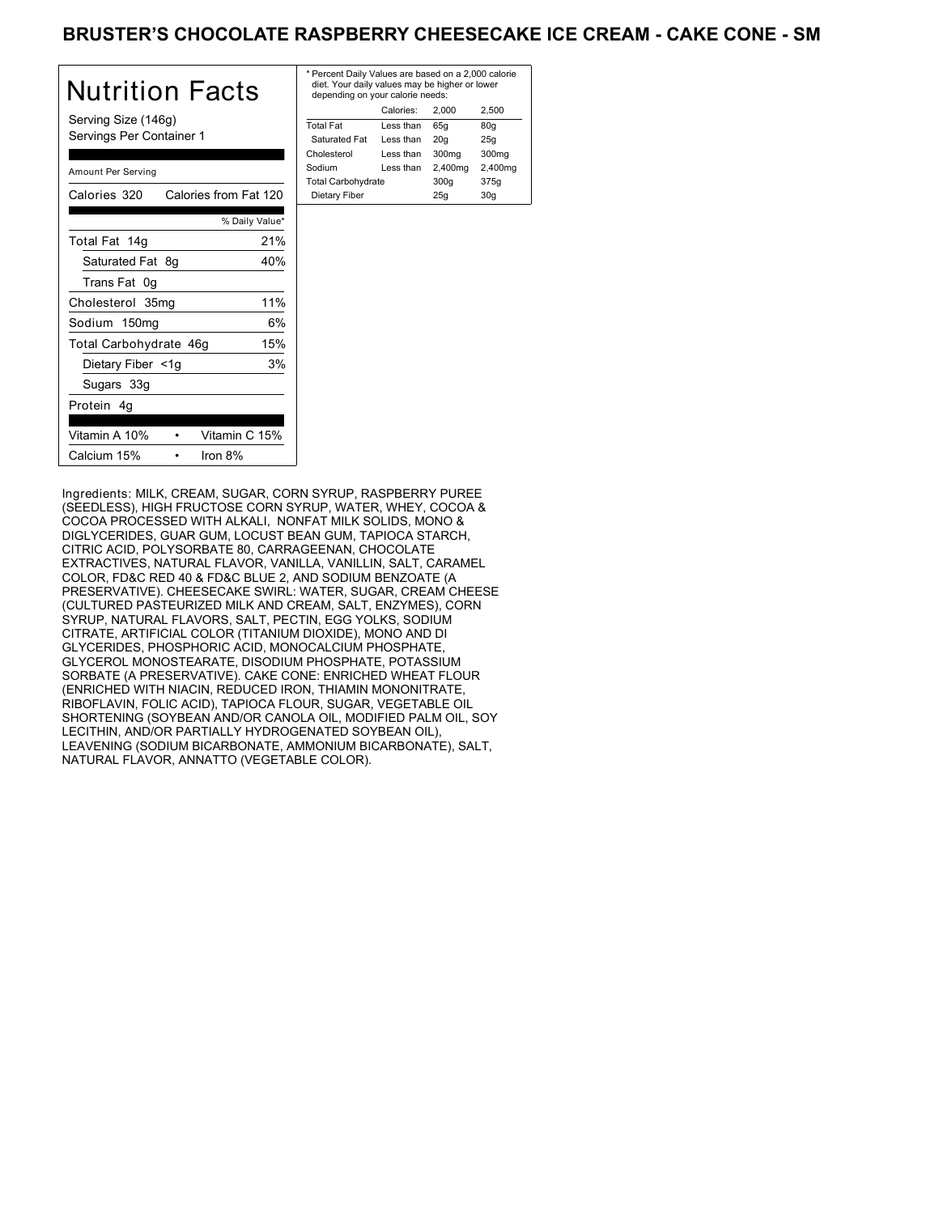# BRUSTER'S CHOCOLATE RASPBERRY CHEESECAKE ICE CREAM - CAKE CONE - SM

## Nutrition Facts

Serving Size (146g)
Servings Per Container 1

Amount Per Serving

| Calories 320 | Calories from Fat 120 |
|---|---|
| | % Daily Value* |
| Total Fat 14g | 21% |
| Saturated Fat 8g | 40% |
| Trans Fat 0g | |
| Cholesterol 35mg | 11% |
| Sodium 150mg | 6% |
| Total Carbohydrate 46g | 15% |
| Dietary Fiber <1g | 3% |
| Sugars 33g | |
| Protein 4g | |

| Vitamin A 10% | • | Vitamin C 15% |
|---|---|---|
| Calcium 15% | • | Iron 8% |

* Percent Daily Values are based on a 2,000 calorie diet. Your daily values may be higher or lower depending on your calorie needs:

| | Calories: | 2,000 | 2,500 |
|---|---|---|---|
| Total Fat | Less than | 65g | 80g |
| Saturated Fat | Less than | 20g | 25g |
| Cholesterol | Less than | 300mg | 300mg |
| Sodium | Less than | 2,400mg | 2,400mg |
| Total Carbohydrate | | 300g | 375g |
| Dietary Fiber | | 25g | 30g |

Ingredients: MILK, CREAM, SUGAR, CORN SYRUP, RASPBERRY PUREE (SEEDLESS), HIGH FRUCTOSE CORN SYRUP, WATER, WHEY, COCOA & COCOA PROCESSED WITH ALKALI, NONFAT MILK SOLIDS, MONO & DIGLYCERIDES, GUAR GUM, LOCUST BEAN GUM, TAPIOCA STARCH, CITRIC ACID, POLYSORBATE 80, CARRAGEENAN, CHOCOLATE EXTRACTIVES, NATURAL FLAVOR, VANILLA, VANILLIN, SALT, CARAMEL COLOR, FD&C RED 40 & FD&C BLUE 2, AND SODIUM BENZOATE (A PRESERVATIVE). CHEESECAKE SWIRL: WATER, SUGAR, CREAM CHEESE (CULTURED PASTEURIZED MILK AND CREAM, SALT, ENZYMES), CORN SYRUP, NATURAL FLAVORS, SALT, PECTIN, EGG YOLKS, SODIUM CITRATE, ARTIFICIAL COLOR (TITANIUM DIOXIDE), MONO AND DI GLYCERIDES, PHOSPHORIC ACID, MONOCALCIUM PHOSPHATE, GLYCEROL MONOSTEARATE, DISODIUM PHOSPHATE, POTASSIUM SORBATE (A PRESERVATIVE). CAKE CONE: ENRICHED WHEAT FLOUR (ENRICHED WITH NIACIN, REDUCED IRON, THIAMIN MONONITRATE, RIBOFLAVIN, FOLIC ACID), TAPIOCA FLOUR, SUGAR, VEGETABLE OIL SHORTENING (SOYBEAN AND/OR CANOLA OIL, MODIFIED PALM OIL, SOY LECITHIN, AND/OR PARTIALLY HYDROGENATED SOYBEAN OIL), LEAVENING (SODIUM BICARBONATE, AMMONIUM BICARBONATE), SALT, NATURAL FLAVOR, ANNATTO (VEGETABLE COLOR).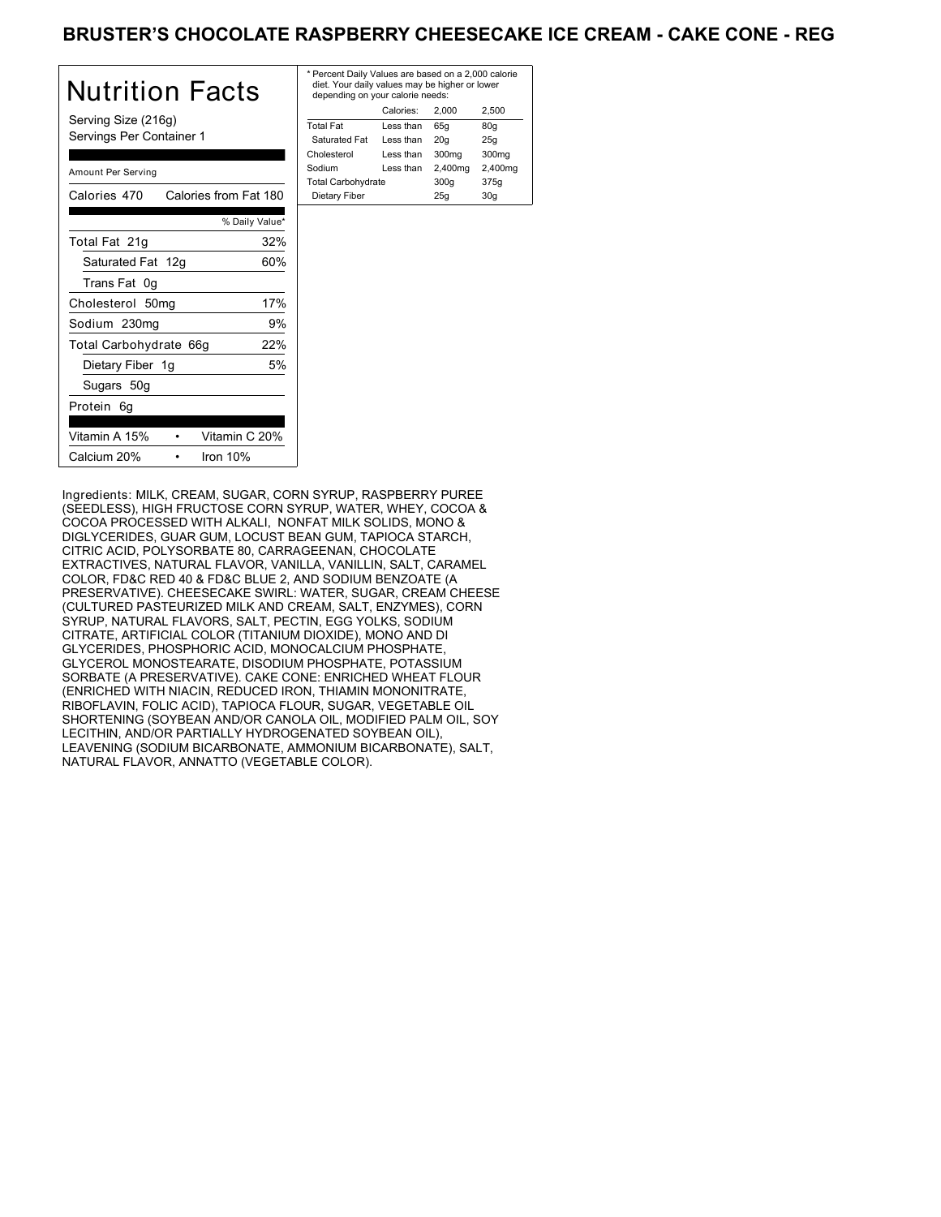# BRUSTER'S CHOCOLATE RASPBERRY CHEESECAKE ICE CREAM - CAKE CONE - REG

## Nutrition Facts

Serving Size (216g)
Servings Per Container 1

Amount Per Serving

| Calories 470 | Calories from Fat 180 |
|---|---|
| | % Daily Value* |
| Total Fat 21g | 32% |
| Saturated Fat 12g | 60% |
| Trans Fat 0g | |
| Cholesterol 50mg | 17% |
| Sodium 230mg | 9% |
| Total Carbohydrate 66g | 22% |
| Dietary Fiber 1g | 5% |
| Sugars 50g | |
| Protein 6g | |

| Vitamin A 15% | • | Vitamin C 20% |
|---|---|---|
| Calcium 20% | • | Iron 10% |

* Percent Daily Values are based on a 2,000 calorie diet. Your daily values may be higher or lower depending on your calorie needs:

| | Calories: | 2,000 | 2,500 |
|---|---|---|---|
| Total Fat | Less than | 65g | 80g |
| Saturated Fat | Less than | 20g | 25g |
| Cholesterol | Less than | 300mg | 300mg |
| Sodium | Less than | 2,400mg | 2,400mg |
| Total Carbohydrate | | 300g | 375g |
| Dietary Fiber | | 25g | 30g |

Ingredients: MILK, CREAM, SUGAR, CORN SYRUP, RASPBERRY PUREE (SEEDLESS), HIGH FRUCTOSE CORN SYRUP, WATER, WHEY, COCOA & COCOA PROCESSED WITH ALKALI, NONFAT MILK SOLIDS, MONO & DIGLYCERIDES, GUAR GUM, LOCUST BEAN GUM, TAPIOCA STARCH, CITRIC ACID, POLYSORBATE 80, CARRAGEENAN, CHOCOLATE EXTRACTIVES, NATURAL FLAVOR, VANILLA, VANILLIN, SALT, CARAMEL COLOR, FD&C RED 40 & FD&C BLUE 2, AND SODIUM BENZOATE (A PRESERVATIVE). CHEESECAKE SWIRL: WATER, SUGAR, CREAM CHEESE (CULTURED PASTEURIZED MILK AND CREAM, SALT, ENZYMES), CORN SYRUP, NATURAL FLAVORS, SALT, PECTIN, EGG YOLKS, SODIUM CITRATE, ARTIFICIAL COLOR (TITANIUM DIOXIDE), MONO AND DI GLYCERIDES, PHOSPHORIC ACID, MONOCALCIUM PHOSPHATE, GLYCEROL MONOSTEARATE, DISODIUM PHOSPHATE, POTASSIUM SORBATE (A PRESERVATIVE). CAKE CONE: ENRICHED WHEAT FLOUR (ENRICHED WITH NIACIN, REDUCED IRON, THIAMIN MONONITRATE, RIBOFLAVIN, FOLIC ACID), TAPIOCA FLOUR, SUGAR, VEGETABLE OIL SHORTENING (SOYBEAN AND/OR CANOLA OIL, MODIFIED PALM OIL, SOY LECITHIN, AND/OR PARTIALLY HYDROGENATED SOYBEAN OIL), LEAVENING (SODIUM BICARBONATE, AMMONIUM BICARBONATE), SALT, NATURAL FLAVOR, ANNATTO (VEGETABLE COLOR).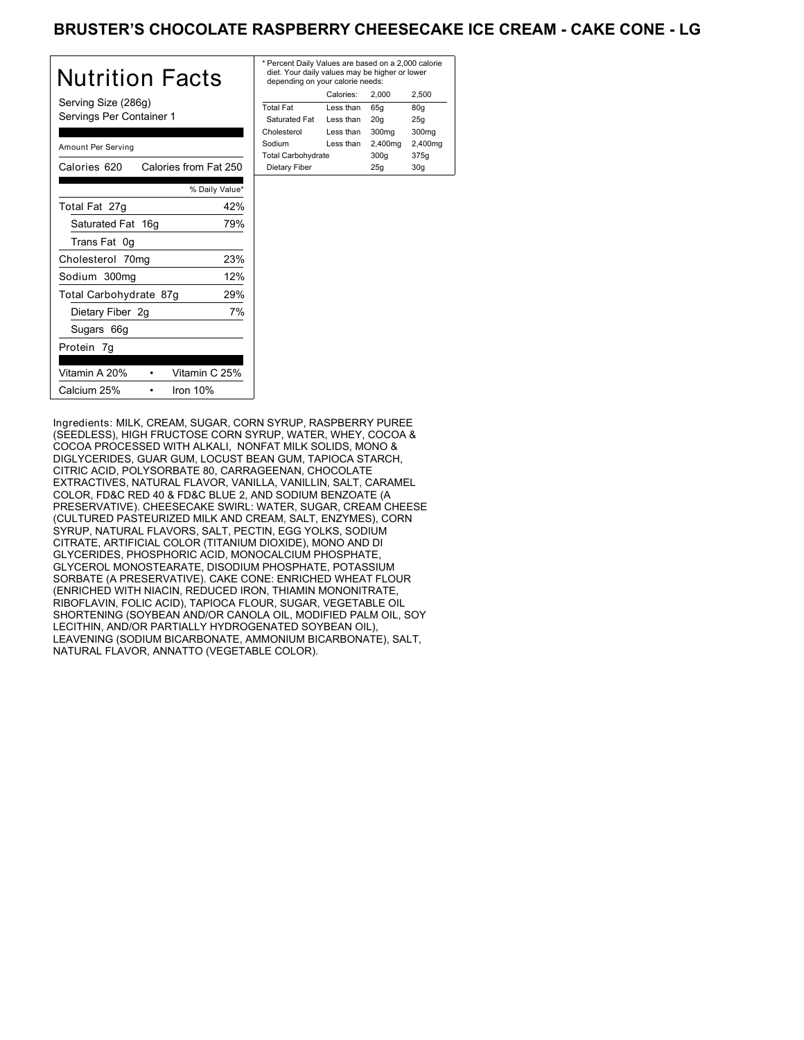# BRUSTER'S CHOCOLATE RASPBERRY CHEESECAKE ICE CREAM - CAKE CONE - LG

## Nutrition Facts

Serving Size (286g)
Servings Per Container 1

Amount Per Serving

| Calories 620 | Calories from Fat 250 |
|---|---|
| | % Daily Value* |
| Total Fat 27g | 42% |
| Saturated Fat 16g | 79% |
| Trans Fat 0g | |
| Cholesterol 70mg | 23% |
| Sodium 300mg | 12% |
| Total Carbohydrate 87g | 29% |
| Dietary Fiber 2g | 7% |
| Sugars 66g | |
| Protein 7g | |

| Vitamin A 20% | Vitamin C 25% |
|---|---|
| Calcium 25% | Iron 10% |

* Percent Daily Values are based on a 2,000 calorie diet. Your daily values may be higher or lower depending on your calorie needs:

| | Calories: | 2,000 | 2,500 |
|---|---|---|---|
| Total Fat | Less than | 65g | 80g |
| Saturated Fat | Less than | 20g | 25g |
| Cholesterol | Less than | 300mg | 300mg |
| Sodium | Less than | 2,400mg | 2,400mg |
| Total Carbohydrate | | 300g | 375g |
| Dietary Fiber | | 25g | 30g |

Ingredients: MILK, CREAM, SUGAR, CORN SYRUP, RASPBERRY PUREE (SEEDLESS), HIGH FRUCTOSE CORN SYRUP, WATER, WHEY, COCOA & COCOA PROCESSED WITH ALKALI, NONFAT MILK SOLIDS, MONO & DIGLYCERIDES, GUAR GUM, LOCUST BEAN GUM, TAPIOCA STARCH, CITRIC ACID, POLYSORBATE 80, CARRAGEENAN, CHOCOLATE EXTRACTIVES, NATURAL FLAVOR, VANILLA, VANILLIN, SALT, CARAMEL COLOR, FD&C RED 40 & FD&C BLUE 2, AND SODIUM BENZOATE (A PRESERVATIVE). CHEESECAKE SWIRL: WATER, SUGAR, CREAM CHEESE (CULTURED PASTEURIZED MILK AND CREAM, SALT, ENZYMES), CORN SYRUP, NATURAL FLAVORS, SALT, PECTIN, EGG YOLKS, SODIUM CITRATE, ARTIFICIAL COLOR (TITANIUM DIOXIDE), MONO AND DI GLYCERIDES, PHOSPHORIC ACID, MONOCALCIUM PHOSPHATE, GLYCEROL MONOSTEARATE, DISODIUM PHOSPHATE, POTASSIUM SORBATE (A PRESERVATIVE). CAKE CONE: ENRICHED WHEAT FLOUR (ENRICHED WITH NIACIN, REDUCED IRON, THIAMIN MONONITRATE, RIBOFLAVIN, FOLIC ACID), TAPIOCA FLOUR, SUGAR, VEGETABLE OIL SHORTENING (SOYBEAN AND/OR CANOLA OIL, MODIFIED PALM OIL, SOY LECITHIN, AND/OR PARTIALLY HYDROGENATED SOYBEAN OIL), LEAVENING (SODIUM BICARBONATE, AMMONIUM BICARBONATE), SALT, NATURAL FLAVOR, ANNATTO (VEGETABLE COLOR).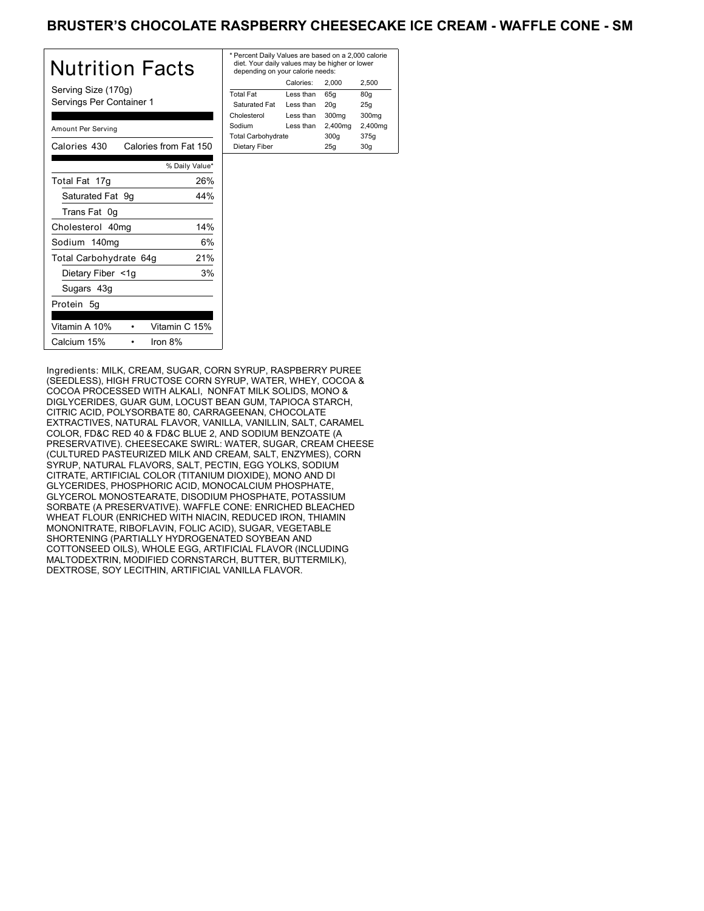# BRUSTER'S CHOCOLATE RASPBERRY CHEESECAKE ICE CREAM - WAFFLE CONE - SM

## Nutrition Facts

Serving Size (170g)
Servings Per Container 1

Amount Per Serving

Calories 430 | Calories from Fat 150

| | % Daily Value* |
|---|---|
| Total Fat 17g | 26% |
| Saturated Fat 9g | 44% |
| Trans Fat 0g | |
| Cholesterol 40mg | 14% |
| Sodium 140mg | 6% |
| Total Carbohydrate 64g | 21% |
| Dietary Fiber <1g | 3% |
| Sugars 43g | |
| Protein 5g | |

| | |
|---|---|
| Vitamin A 10% | Vitamin C 15% |
| Calcium 15% | Iron 8% |

* Percent Daily Values are based on a 2,000 calorie diet. Your daily values may be higher or lower depending on your calorie needs:

| | Calories: | 2,000 | 2,500 |
|---|---|---|---|
| Total Fat | Less than | 65g | 80g |
| Saturated Fat | Less than | 20g | 25g |
| Cholesterol | Less than | 300mg | 300mg |
| Sodium | Less than | 2,400mg | 2,400mg |
| Total Carbohydrate | | 300g | 375g |
| Dietary Fiber | | 25g | 30g |

Ingredients: MILK, CREAM, SUGAR, CORN SYRUP, RASPBERRY PUREE (SEEDLESS), HIGH FRUCTOSE CORN SYRUP, WATER, WHEY, COCOA & COCOA PROCESSED WITH ALKALI, NONFAT MILK SOLIDS, MONO & DIGLYCERIDES, GUAR GUM, LOCUST BEAN GUM, TAPIOCA STARCH, CITRIC ACID, POLYSORBATE 80, CARRAGEENAN, CHOCOLATE EXTRACTIVES, NATURAL FLAVOR, VANILLA, VANILLIN, SALT, CARAMEL COLOR, FD&C RED 40 & FD&C BLUE 2, AND SODIUM BENZOATE (A PRESERVATIVE). CHEESECAKE SWIRL: WATER, SUGAR, CREAM CHEESE (CULTURED PASTEURIZED MILK AND CREAM, SALT, ENZYMES), CORN SYRUP, NATURAL FLAVORS, SALT, PECTIN, EGG YOLKS, SODIUM CITRATE, ARTIFICIAL COLOR (TITANIUM DIOXIDE), MONO AND DI GLYCERIDES, PHOSPHORIC ACID, MONOCALCIUM PHOSPHATE, GLYCEROL MONOSTEARATE, DISODIUM PHOSPHATE, POTASSIUM SORBATE (A PRESERVATIVE). WAFFLE CONE: ENRICHED BLEACHED WHEAT FLOUR (ENRICHED WITH NIACIN, REDUCED IRON, THIAMIN MONONITRATE, RIBOFLAVIN, FOLIC ACID), SUGAR, VEGETABLE SHORTENING (PARTIALLY HYDROGENATED SOYBEAN AND COTTONSEED OILS), WHOLE EGG, ARTIFICIAL FLAVOR (INCLUDING MALTODEXTRIN, MODIFIED CORNSTARCH, BUTTER, BUTTERMILK), DEXTROSE, SOY LECITHIN, ARTIFICIAL VANILLA FLAVOR.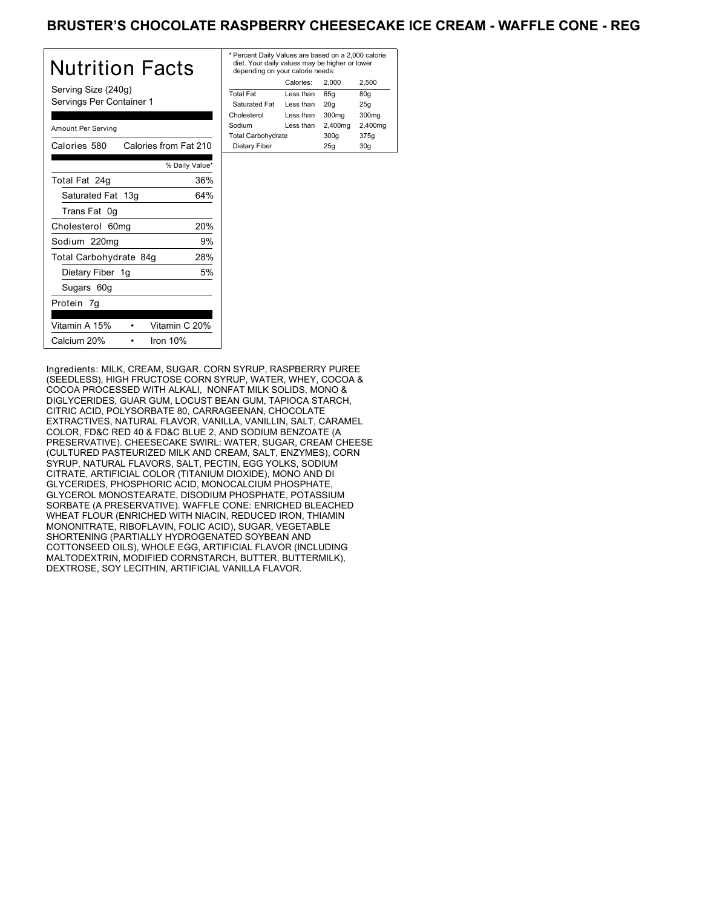# BRUSTER'S CHOCOLATE RASPBERRY CHEESECAKE ICE CREAM - WAFFLE CONE - REG

## Nutrition Facts

Serving Size (240g)
Servings Per Container 1

Amount Per Serving

| | |
|---|---|
| Calories 580 | Calories from Fat 210 |
| | % Daily Value* |
| Total Fat 24g | 36% |
| Saturated Fat 13g | 64% |
| Trans Fat 0g | |
| Cholesterol 60mg | 20% |
| Sodium 220mg | 9% |
| Total Carbohydrate 84g | 28% |
| Dietary Fiber 1g | 5% |
| Sugars 60g | |
| Protein 7g | |

| | |
|---|---|
| Vitamin A 15% | Vitamin C 20% |
| Calcium 20% | Iron 10% |

* Percent Daily Values are based on a 2,000 calorie diet. Your daily values may be higher or lower depending on your calorie needs:

| | Calories: | 2,000 | 2,500 |
|---|---|---|---|
| Total Fat | Less than | 65g | 80g |
| Saturated Fat | Less than | 20g | 25g |
| Cholesterol | Less than | 300mg | 300mg |
| Sodium | Less than | 2,400mg | 2,400mg |
| Total Carbohydrate | | 300g | 375g |
| Dietary Fiber | | 25g | 30g |

Ingredients: MILK, CREAM, SUGAR, CORN SYRUP, RASPBERRY PUREE (SEEDLESS), HIGH FRUCTOSE CORN SYRUP, WATER, WHEY, COCOA & COCOA PROCESSED WITH ALKALI, NONFAT MILK SOLIDS, MONO & DIGLYCERIDES, GUAR GUM, LOCUST BEAN GUM, TAPIOCA STARCH, CITRIC ACID, POLYSORBATE 80, CARRAGEENAN, CHOCOLATE EXTRACTIVES, NATURAL FLAVOR, VANILLA, VANILLIN, SALT, CARAMEL COLOR, FD&C RED 40 & FD&C BLUE 2, AND SODIUM BENZOATE (A PRESERVATIVE). CHEESECAKE SWIRL: WATER, SUGAR, CREAM CHEESE (CULTURED PASTEURIZED MILK AND CREAM, SALT, ENZYMES), CORN SYRUP, NATURAL FLAVORS, SALT, PECTIN, EGG YOLKS, SODIUM CITRATE, ARTIFICIAL COLOR (TITANIUM DIOXIDE), MONO AND DI GLYCERIDES, PHOSPHORIC ACID, MONOCALCIUM PHOSPHATE, GLYCEROL MONOSTEARATE, DISODIUM PHOSPHATE, POTASSIUM SORBATE (A PRESERVATIVE). WAFFLE CONE: ENRICHED BLEACHED WHEAT FLOUR (ENRICHED WITH NIACIN, REDUCED IRON, THIAMIN MONONITRATE, RIBOFLAVIN, FOLIC ACID), SUGAR, VEGETABLE SHORTENING (PARTIALLY HYDROGENATED SOYBEAN AND COTTONSEED OILS), WHOLE EGG, ARTIFICIAL FLAVOR (INCLUDING MALTODEXTRIN, MODIFIED CORNSTARCH, BUTTER, BUTTERMILK), DEXTROSE, SOY LECITHIN, ARTIFICIAL VANILLA FLAVOR.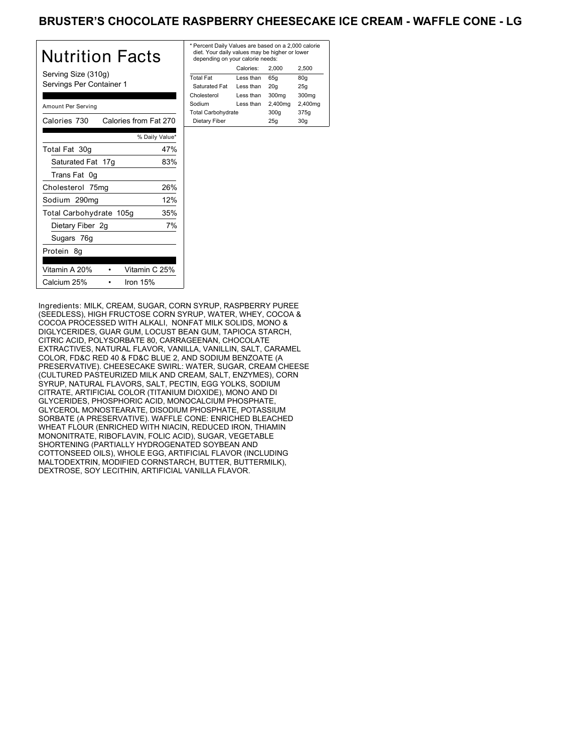# BRUSTER'S CHOCOLATE RASPBERRY CHEESECAKE ICE CREAM - WAFFLE CONE - LG

## Nutrition Facts

Serving Size (310g)
Servings Per Container 1

| Amount Per Serving | |
|---|---|
| Calories 730 | Calories from Fat 270 |
| | % Daily Value* |
| Total Fat 30g | 47% |
| Saturated Fat 17g | 83% |
| Trans Fat 0g | |
| Cholesterol 75mg | 26% |
| Sodium 290mg | 12% |
| Total Carbohydrate 105g | 35% |
| Dietary Fiber 2g | 7% |
| Sugars 76g | |
| Protein 8g | |
| Vitamin A 20% | Vitamin C 25% |
| Calcium 25% | Iron 15% |

* Percent Daily Values are based on a 2,000 calorie diet. Your daily values may be higher or lower depending on your calorie needs:

| | Calories: | 2,000 | 2,500 |
|---|---|---|---|
| Total Fat | Less than | 65g | 80g |
| Saturated Fat | Less than | 20g | 25g |
| Cholesterol | Less than | 300mg | 300mg |
| Sodium | Less than | 2,400mg | 2,400mg |
| Total Carbohydrate | | 300g | 375g |
| Dietary Fiber | | 25g | 30g |

Ingredients: MILK, CREAM, SUGAR, CORN SYRUP, RASPBERRY PUREE (SEEDLESS), HIGH FRUCTOSE CORN SYRUP, WATER, WHEY, COCOA & COCOA PROCESSED WITH ALKALI, NONFAT MILK SOLIDS, MONO & DIGLYCERIDES, GUAR GUM, LOCUST BEAN GUM, TAPIOCA STARCH, CITRIC ACID, POLYSORBATE 80, CARRAGEENAN, CHOCOLATE EXTRACTIVES, NATURAL FLAVOR, VANILLA, VANILLIN, SALT, CARAMEL COLOR, FD&C RED 40 & FD&C BLUE 2, AND SODIUM BENZOATE (A PRESERVATIVE). CHEESECAKE SWIRL: WATER, SUGAR, CREAM CHEESE (CULTURED PASTEURIZED MILK AND CREAM, SALT, ENZYMES), CORN SYRUP, NATURAL FLAVORS, SALT, PECTIN, EGG YOLKS, SODIUM CITRATE, ARTIFICIAL COLOR (TITANIUM DIOXIDE), MONO AND DI GLYCERIDES, PHOSPHORIC ACID, MONOCALCIUM PHOSPHATE, GLYCEROL MONOSTEARATE, DISODIUM PHOSPHATE, POTASSIUM SORBATE (A PRESERVATIVE). WAFFLE CONE: ENRICHED BLEACHED WHEAT FLOUR (ENRICHED WITH NIACIN, REDUCED IRON, THIAMIN MONONITRATE, RIBOFLAVIN, FOLIC ACID), SUGAR, VEGETABLE SHORTENING (PARTIALLY HYDROGENATED SOYBEAN AND COTTONSEED OILS), WHOLE EGG, ARTIFICIAL FLAVOR (INCLUDING MALTODEXTRIN, MODIFIED CORNSTARCH, BUTTER, BUTTERMILK), DEXTROSE, SOY LECITHIN, ARTIFICIAL VANILLA FLAVOR.